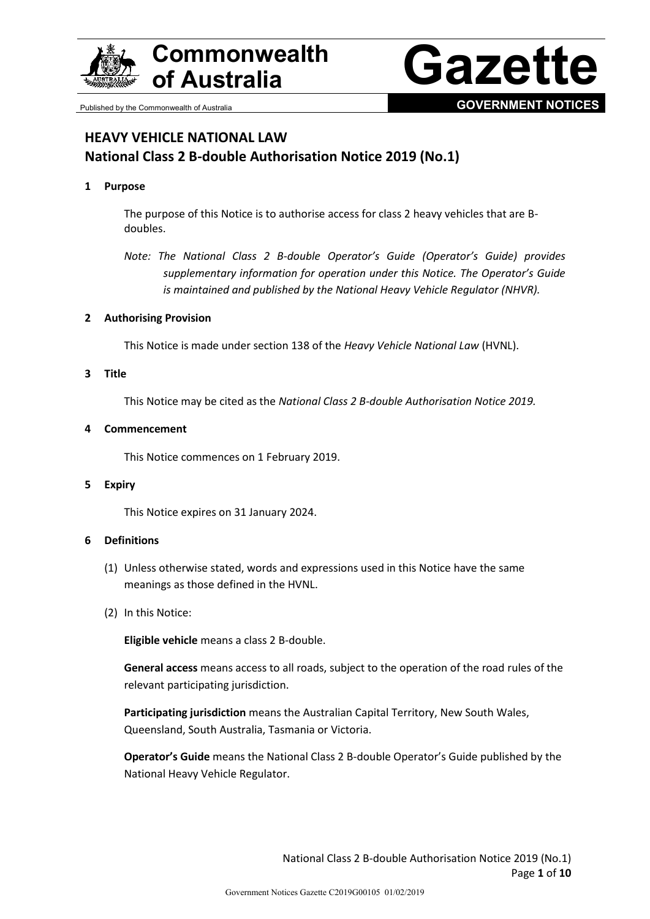# HEAVY VEHICLE NATIONAL LAW

## National Class 2 B-double Authorisation Notice 2019 (No.1)

### 1 Purpose

The purpose of this Notice is to authorise access for class 2 heavy vehicles that are B-doubles.

*Note: The National Class 2 B-double Operator's Guide (Operator's Guide) provides supplementary information for operation under this Notice. The Operator's Guide is maintained and published by the National Heavy Vehicle Regulator (NHVR).*

### 2 Authorising Provision

This Notice is made under section 138 of the *Heavy Vehicle National Law* (HVNL).

### 3 Title

This Notice may be cited as the *National Class 2 B-double Authorisation Notice 2019.*

### 4 Commencement

This Notice commences on 1 February 2019.

### 5 Expiry

This Notice expires on 31 January 2024.

### 6 Definitions

(1) Unless otherwise stated, words and expressions used in this Notice have the same meanings as those defined in the HVNL.

(2) In this Notice:

**Eligible vehicle** means a class 2 B-double.

**General access** means access to all roads, subject to the operation of the road rules of the relevant participating jurisdiction.

**Participating jurisdiction** means the Australian Capital Territory, New South Wales, Queensland, South Australia, Tasmania or Victoria.

**Operator's Guide** means the National Class 2 B-double Operator's Guide published by the National Heavy Vehicle Regulator.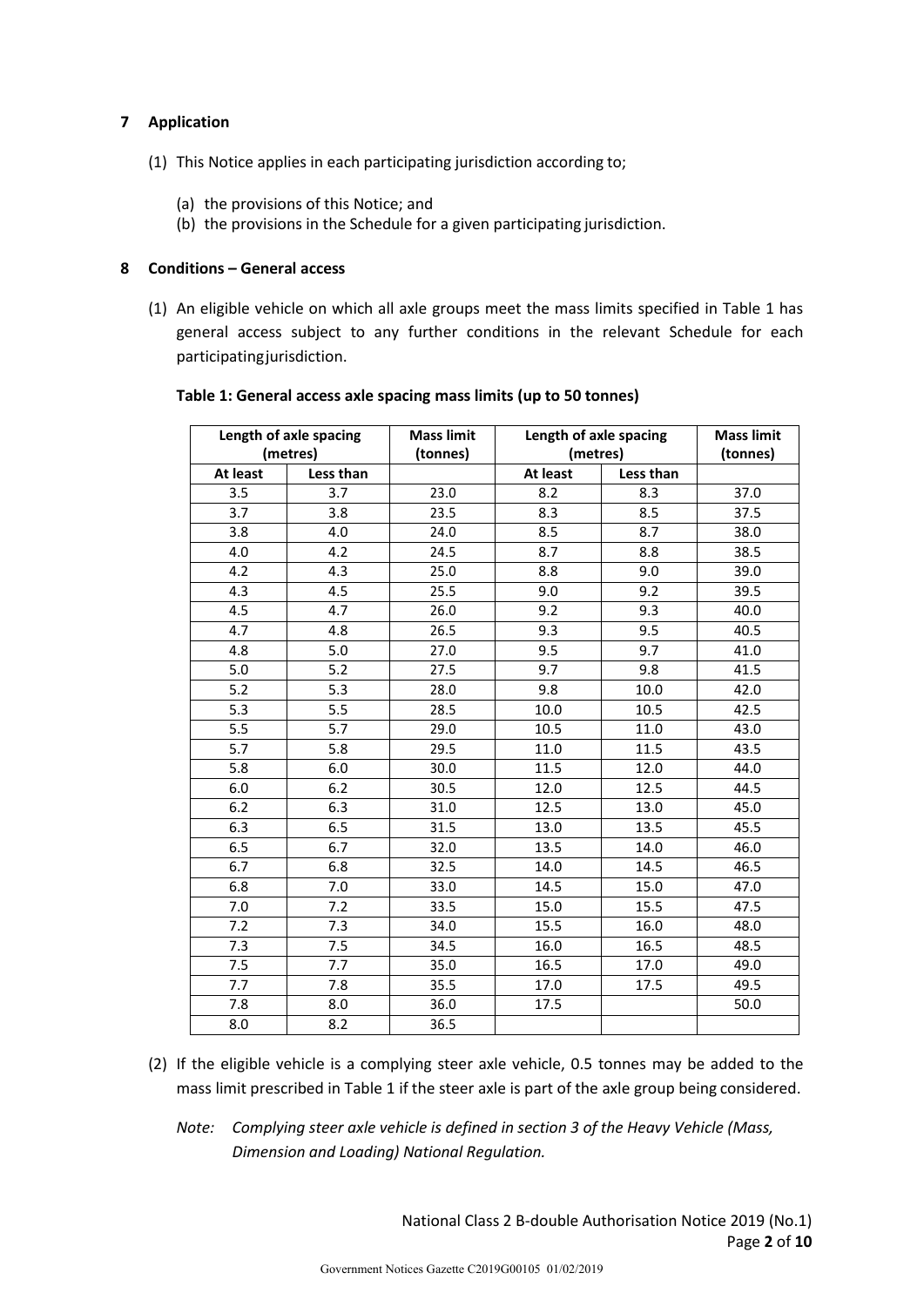## 7 Application

(1) This Notice applies in each participating jurisdiction according to;

(a) the provisions of this Notice; and
(b) the provisions in the Schedule for a given participating jurisdiction.

## 8 Conditions – General access

(1) An eligible vehicle on which all axle groups meet the mass limits specified in Table 1 has general access subject to any further conditions in the relevant Schedule for each participating jurisdiction.

**Table 1: General access axle spacing mass limits (up to 50 tonnes)**

| Length of axle spacing (metres) | | Mass limit (tonnes) | Length of axle spacing (metres) | | Mass limit (tonnes) |
|---|---|---|---|---|---|
| At least | Less than | | At least | Less than | |
| 3.5 | 3.7 | 23.0 | 8.2 | 8.3 | 37.0 |
| 3.7 | 3.8 | 23.5 | 8.3 | 8.5 | 37.5 |
| 3.8 | 4.0 | 24.0 | 8.5 | 8.7 | 38.0 |
| 4.0 | 4.2 | 24.5 | 8.7 | 8.8 | 38.5 |
| 4.2 | 4.3 | 25.0 | 8.8 | 9.0 | 39.0 |
| 4.3 | 4.5 | 25.5 | 9.0 | 9.2 | 39.5 |
| 4.5 | 4.7 | 26.0 | 9.2 | 9.3 | 40.0 |
| 4.7 | 4.8 | 26.5 | 9.3 | 9.5 | 40.5 |
| 4.8 | 5.0 | 27.0 | 9.5 | 9.7 | 41.0 |
| 5.0 | 5.2 | 27.5 | 9.7 | 9.8 | 41.5 |
| 5.2 | 5.3 | 28.0 | 9.8 | 10.0 | 42.0 |
| 5.3 | 5.5 | 28.5 | 10.0 | 10.5 | 42.5 |
| 5.5 | 5.7 | 29.0 | 10.5 | 11.0 | 43.0 |
| 5.7 | 5.8 | 29.5 | 11.0 | 11.5 | 43.5 |
| 5.8 | 6.0 | 30.0 | 11.5 | 12.0 | 44.0 |
| 6.0 | 6.2 | 30.5 | 12.0 | 12.5 | 44.5 |
| 6.2 | 6.3 | 31.0 | 12.5 | 13.0 | 45.0 |
| 6.3 | 6.5 | 31.5 | 13.0 | 13.5 | 45.5 |
| 6.5 | 6.7 | 32.0 | 13.5 | 14.0 | 46.0 |
| 6.7 | 6.8 | 32.5 | 14.0 | 14.5 | 46.5 |
| 6.8 | 7.0 | 33.0 | 14.5 | 15.0 | 47.0 |
| 7.0 | 7.2 | 33.5 | 15.0 | 15.5 | 47.5 |
| 7.2 | 7.3 | 34.0 | 15.5 | 16.0 | 48.0 |
| 7.3 | 7.5 | 34.5 | 16.0 | 16.5 | 48.5 |
| 7.5 | 7.7 | 35.0 | 16.5 | 17.0 | 49.0 |
| 7.7 | 7.8 | 35.5 | 17.0 | 17.5 | 49.5 |
| 7.8 | 8.0 | 36.0 | 17.5 | | 50.0 |
| 8.0 | 8.2 | 36.5 | | | |

(2) If the eligible vehicle is a complying steer axle vehicle, 0.5 tonnes may be added to the mass limit prescribed in Table 1 if the steer axle is part of the axle group being considered.

*Note: Complying steer axle vehicle is defined in section 3 of the Heavy Vehicle (Mass, Dimension and Loading) National Regulation.*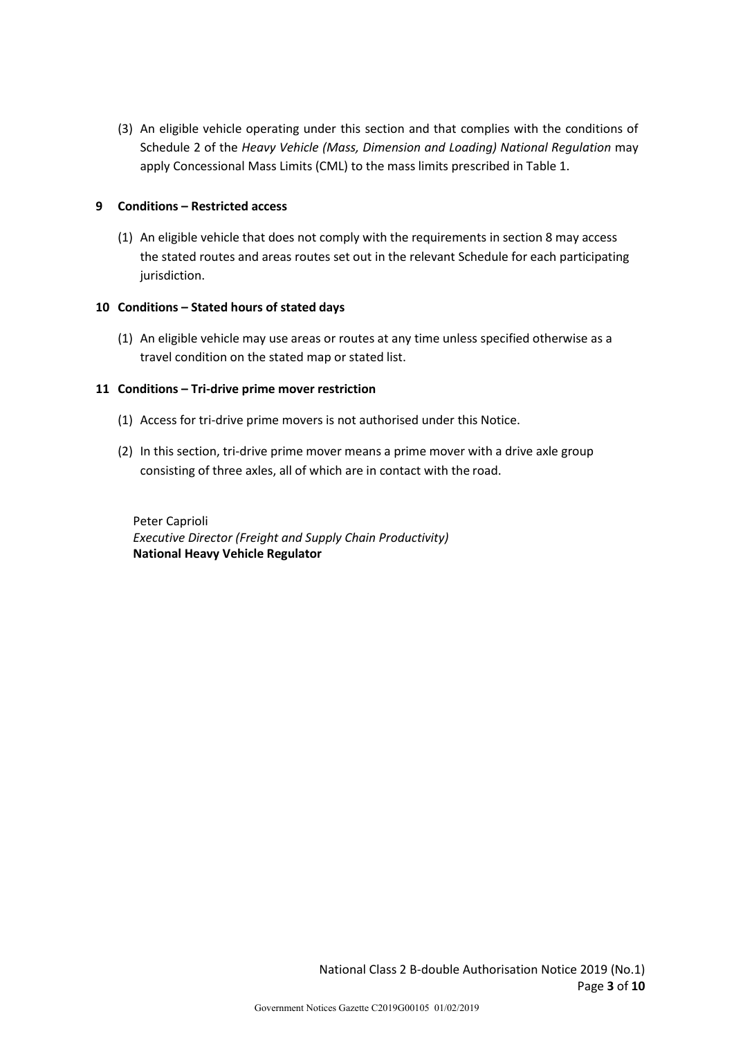(3) An eligible vehicle operating under this section and that complies with the conditions of Schedule 2 of the *Heavy Vehicle (Mass, Dimension and Loading) National Regulation* may apply Concessional Mass Limits (CML) to the mass limits prescribed in Table 1.

## 9 Conditions – Restricted access

(1) An eligible vehicle that does not comply with the requirements in section 8 may access the stated routes and areas routes set out in the relevant Schedule for each participating jurisdiction.

## 10 Conditions – Stated hours of stated days

(1) An eligible vehicle may use areas or routes at any time unless specified otherwise as a travel condition on the stated map or stated list.

## 11 Conditions – Tri-drive prime mover restriction

(1) Access for tri-drive prime movers is not authorised under this Notice.

(2) In this section, tri-drive prime mover means a prime mover with a drive axle group consisting of three axles, all of which are in contact with the road.

Peter Caprioli
*Executive Director (Freight and Supply Chain Productivity)*
**National Heavy Vehicle Regulator**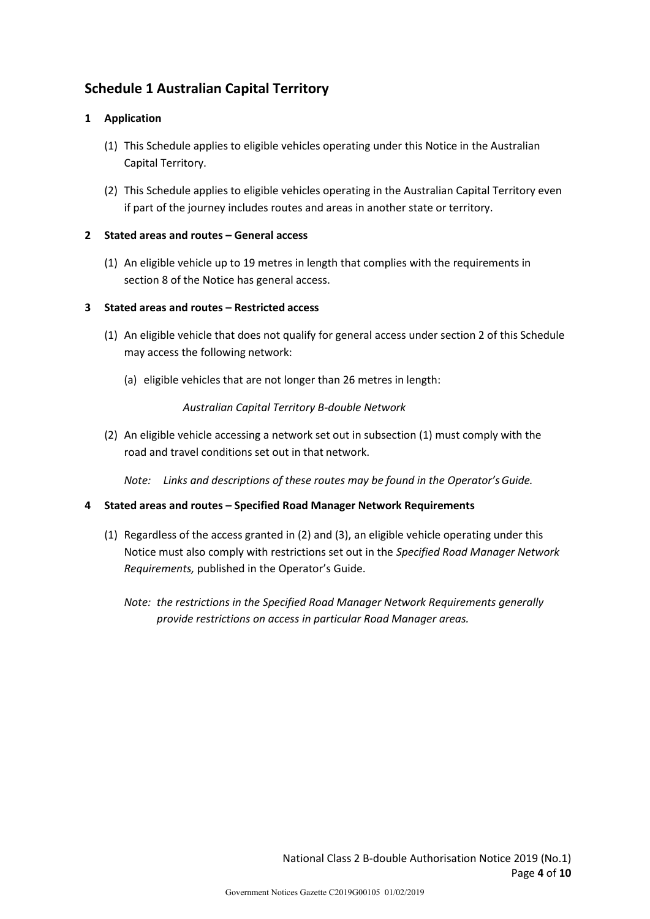## Schedule 1 Australian Capital Territory

### 1 Application

(1) This Schedule applies to eligible vehicles operating under this Notice in the Australian Capital Territory.

(2) This Schedule applies to eligible vehicles operating in the Australian Capital Territory even if part of the journey includes routes and areas in another state or territory.

### 2 Stated areas and routes – General access

(1) An eligible vehicle up to 19 metres in length that complies with the requirements in section 8 of the Notice has general access.

### 3 Stated areas and routes – Restricted access

(1) An eligible vehicle that does not qualify for general access under section 2 of this Schedule may access the following network:

(a) eligible vehicles that are not longer than 26 metres in length:

*Australian Capital Territory B-double Network*

(2) An eligible vehicle accessing a network set out in subsection (1) must comply with the road and travel conditions set out in that network.

*Note: Links and descriptions of these routes may be found in the Operator's Guide.*

### 4 Stated areas and routes – Specified Road Manager Network Requirements

(1) Regardless of the access granted in (2) and (3), an eligible vehicle operating under this Notice must also comply with restrictions set out in the *Specified Road Manager Network Requirements,* published in the Operator's Guide.

*Note: the restrictions in the Specified Road Manager Network Requirements generally provide restrictions on access in particular Road Manager areas.*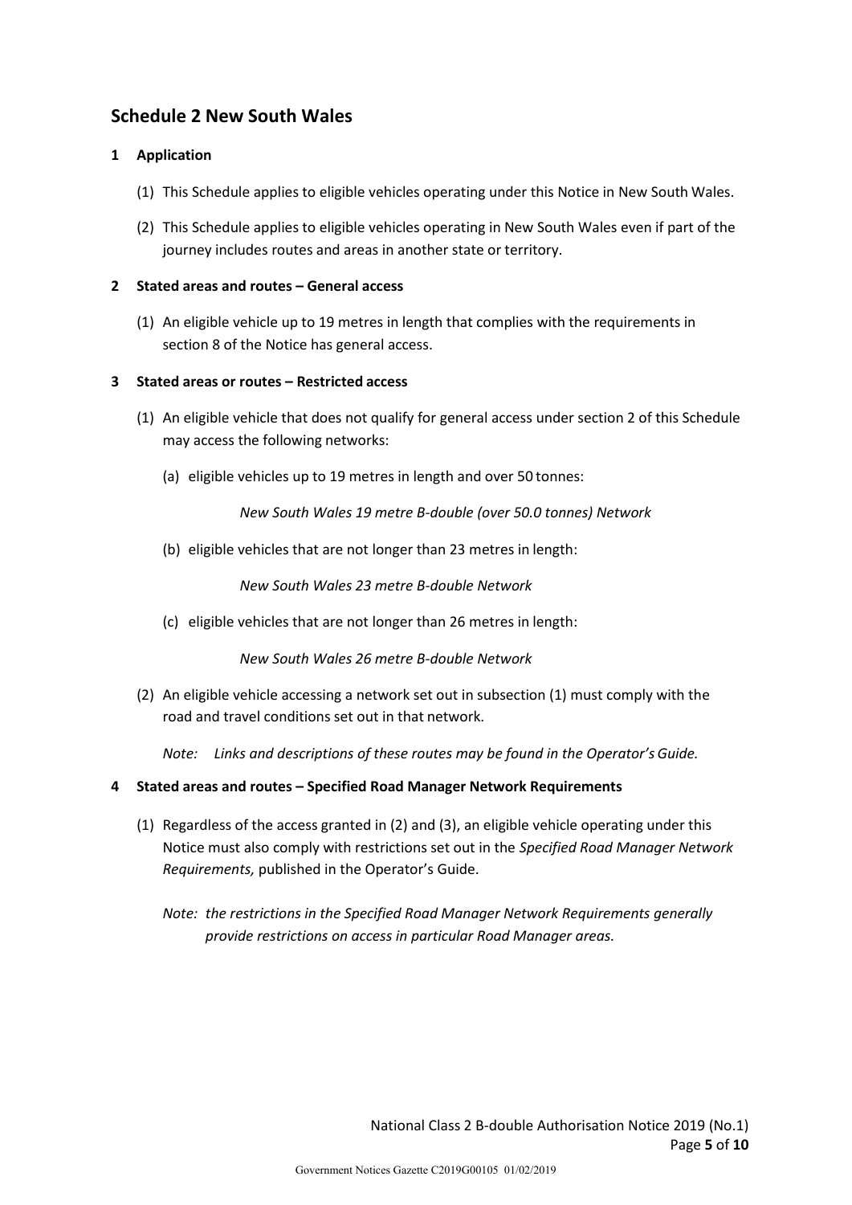## Schedule 2 New South Wales

### 1 Application

(1) This Schedule applies to eligible vehicles operating under this Notice in New South Wales.

(2) This Schedule applies to eligible vehicles operating in New South Wales even if part of the journey includes routes and areas in another state or territory.

### 2 Stated areas and routes – General access

(1) An eligible vehicle up to 19 metres in length that complies with the requirements in section 8 of the Notice has general access.

### 3 Stated areas or routes – Restricted access

(1) An eligible vehicle that does not qualify for general access under section 2 of this Schedule may access the following networks:

(a) eligible vehicles up to 19 metres in length and over 50 tonnes:

*New South Wales 19 metre B-double (over 50.0 tonnes) Network*

(b) eligible vehicles that are not longer than 23 metres in length:

*New South Wales 23 metre B-double Network*

(c) eligible vehicles that are not longer than 26 metres in length:

*New South Wales 26 metre B-double Network*

(2) An eligible vehicle accessing a network set out in subsection (1) must comply with the road and travel conditions set out in that network.

*Note: Links and descriptions of these routes may be found in the Operator's Guide.*

### 4 Stated areas and routes – Specified Road Manager Network Requirements

(1) Regardless of the access granted in (2) and (3), an eligible vehicle operating under this Notice must also comply with restrictions set out in the *Specified Road Manager Network Requirements,* published in the Operator's Guide.

*Note: the restrictions in the Specified Road Manager Network Requirements generally provide restrictions on access in particular Road Manager areas.*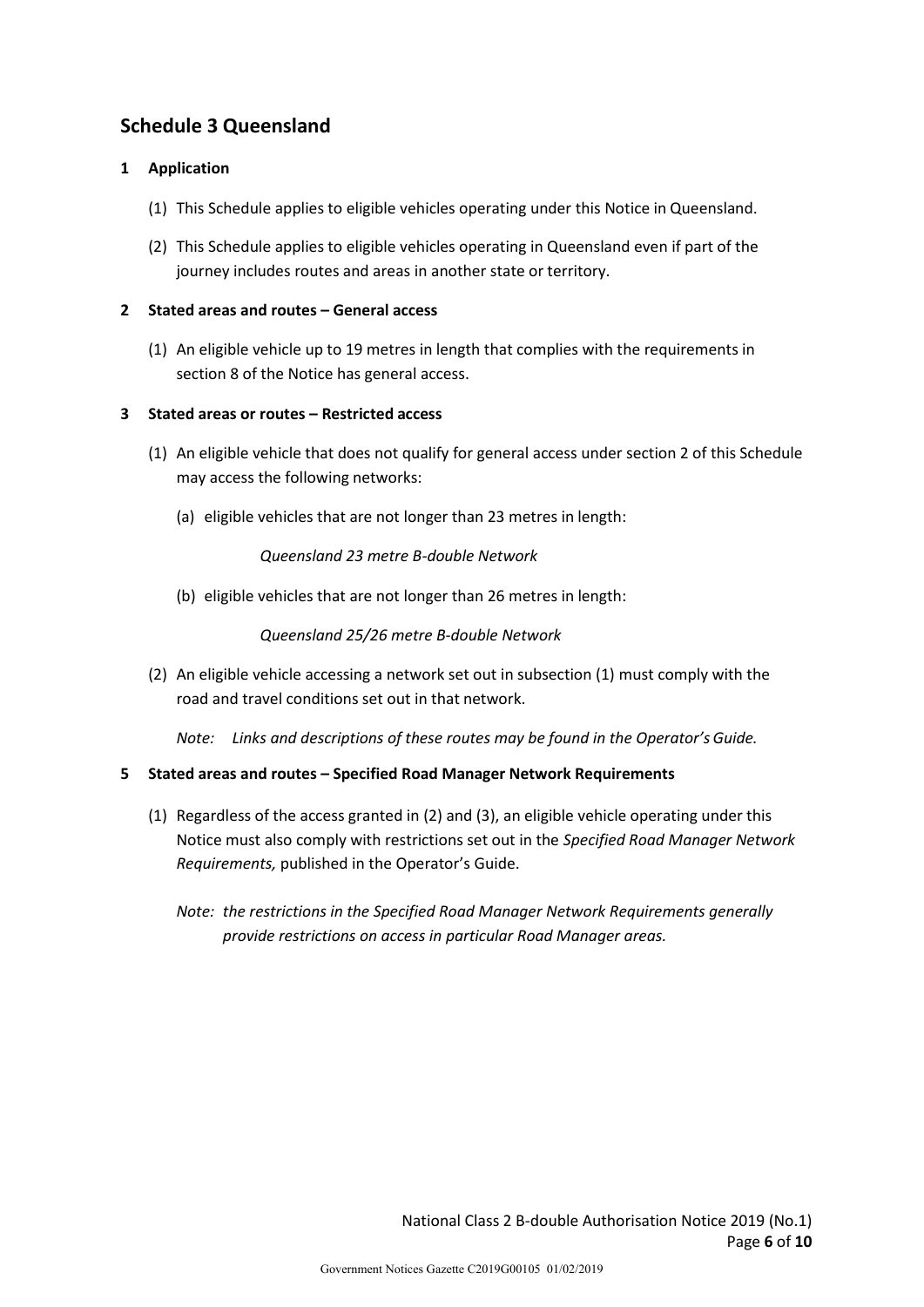## Schedule 3 Queensland

**1 Application**

(1) This Schedule applies to eligible vehicles operating under this Notice in Queensland.

(2) This Schedule applies to eligible vehicles operating in Queensland even if part of the journey includes routes and areas in another state or territory.

**2 Stated areas and routes – General access**

(1) An eligible vehicle up to 19 metres in length that complies with the requirements in section 8 of the Notice has general access.

**3 Stated areas or routes – Restricted access**

(1) An eligible vehicle that does not qualify for general access under section 2 of this Schedule may access the following networks:

(a) eligible vehicles that are not longer than 23 metres in length:

*Queensland 23 metre B-double Network*

(b) eligible vehicles that are not longer than 26 metres in length:

*Queensland 25/26 metre B-double Network*

(2) An eligible vehicle accessing a network set out in subsection (1) must comply with the road and travel conditions set out in that network.

*Note: Links and descriptions of these routes may be found in the Operator's Guide.*

**5 Stated areas and routes – Specified Road Manager Network Requirements**

(1) Regardless of the access granted in (2) and (3), an eligible vehicle operating under this Notice must also comply with restrictions set out in the *Specified Road Manager Network Requirements,* published in the Operator's Guide.

*Note: the restrictions in the Specified Road Manager Network Requirements generally provide restrictions on access in particular Road Manager areas.*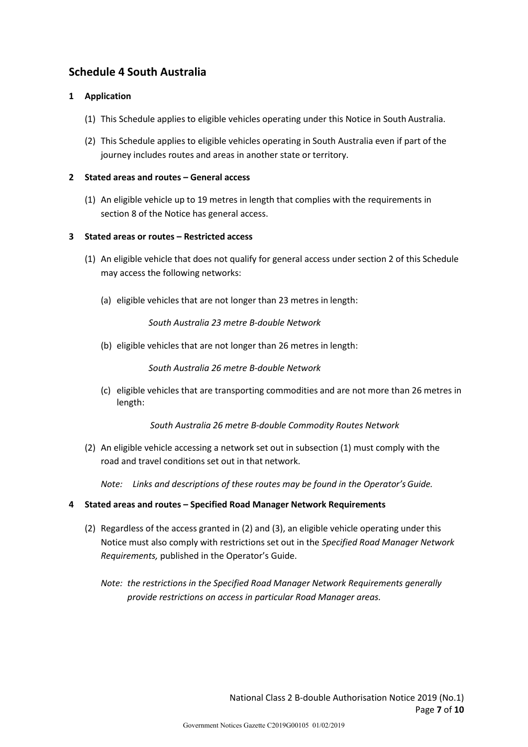## Schedule 4 South Australia

### 1 Application

(1) This Schedule applies to eligible vehicles operating under this Notice in South Australia.

(2) This Schedule applies to eligible vehicles operating in South Australia even if part of the journey includes routes and areas in another state or territory.

### 2 Stated areas and routes – General access

(1) An eligible vehicle up to 19 metres in length that complies with the requirements in section 8 of the Notice has general access.

### 3 Stated areas or routes – Restricted access

(1) An eligible vehicle that does not qualify for general access under section 2 of this Schedule may access the following networks:

(a) eligible vehicles that are not longer than 23 metres in length:

*South Australia 23 metre B-double Network*

(b) eligible vehicles that are not longer than 26 metres in length:

*South Australia 26 metre B-double Network*

(c) eligible vehicles that are transporting commodities and are not more than 26 metres in length:

*South Australia 26 metre B-double Commodity Routes Network*

(2) An eligible vehicle accessing a network set out in subsection (1) must comply with the road and travel conditions set out in that network.

*Note: Links and descriptions of these routes may be found in the Operator's Guide.*

### 4 Stated areas and routes – Specified Road Manager Network Requirements

(2) Regardless of the access granted in (2) and (3), an eligible vehicle operating under this Notice must also comply with restrictions set out in the *Specified Road Manager Network Requirements,* published in the Operator's Guide.

*Note: the restrictions in the Specified Road Manager Network Requirements generally provide restrictions on access in particular Road Manager areas.*

National Class 2 B-double Authorisation Notice 2019 (No.1)

Government Notices Gazette C2019G00105 01/02/2019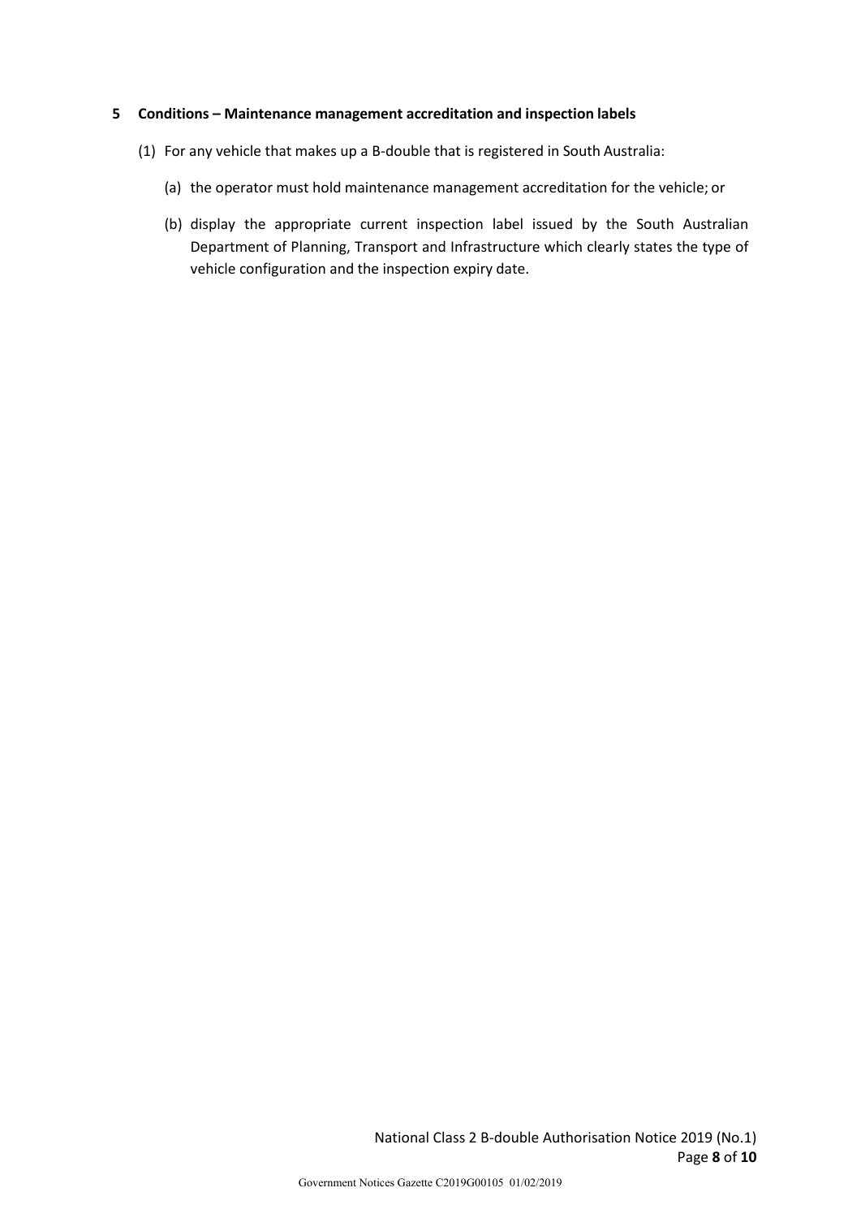## 5 Conditions – Maintenance management accreditation and inspection labels

(1) For any vehicle that makes up a B-double that is registered in South Australia:

(a) the operator must hold maintenance management accreditation for the vehicle; or

(b) display the appropriate current inspection label issued by the South Australian Department of Planning, Transport and Infrastructure which clearly states the type of vehicle configuration and the inspection expiry date.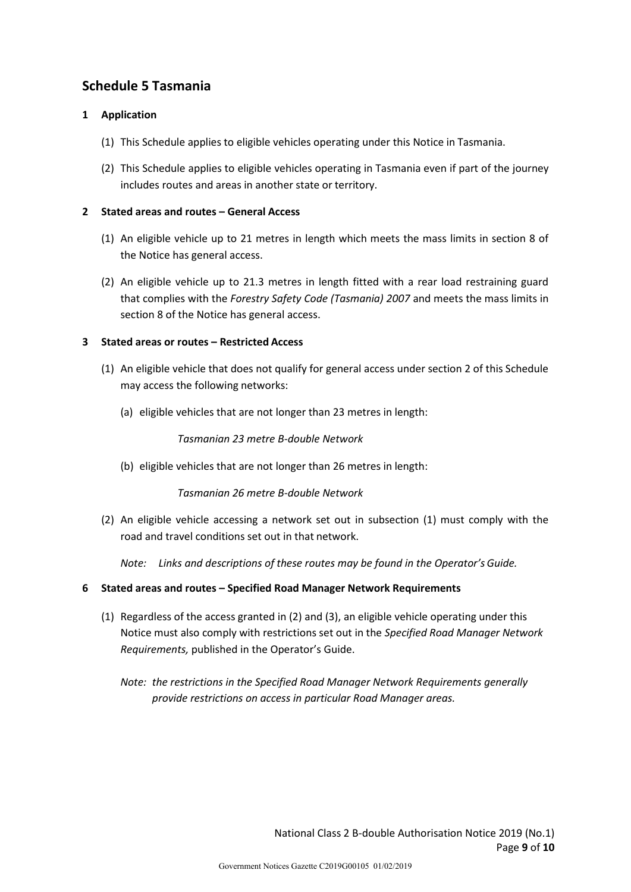## Schedule 5 Tasmania

**1 Application**

(1) This Schedule applies to eligible vehicles operating under this Notice in Tasmania.

(2) This Schedule applies to eligible vehicles operating in Tasmania even if part of the journey includes routes and areas in another state or territory.

**2 Stated areas and routes – General Access**

(1) An eligible vehicle up to 21 metres in length which meets the mass limits in section 8 of the Notice has general access.

(2) An eligible vehicle up to 21.3 metres in length fitted with a rear load restraining guard that complies with the *Forestry Safety Code (Tasmania) 2007* and meets the mass limits in section 8 of the Notice has general access.

**3 Stated areas or routes – Restricted Access**

(1) An eligible vehicle that does not qualify for general access under section 2 of this Schedule may access the following networks:

(a) eligible vehicles that are not longer than 23 metres in length:

*Tasmanian 23 metre B-double Network*

(b) eligible vehicles that are not longer than 26 metres in length:

*Tasmanian 26 metre B-double Network*

(2) An eligible vehicle accessing a network set out in subsection (1) must comply with the road and travel conditions set out in that network.

*Note: Links and descriptions of these routes may be found in the Operator's Guide.*

**6 Stated areas and routes – Specified Road Manager Network Requirements**

(1) Regardless of the access granted in (2) and (3), an eligible vehicle operating under this Notice must also comply with restrictions set out in the *Specified Road Manager Network Requirements,* published in the Operator's Guide.

*Note: the restrictions in the Specified Road Manager Network Requirements generally provide restrictions on access in particular Road Manager areas.*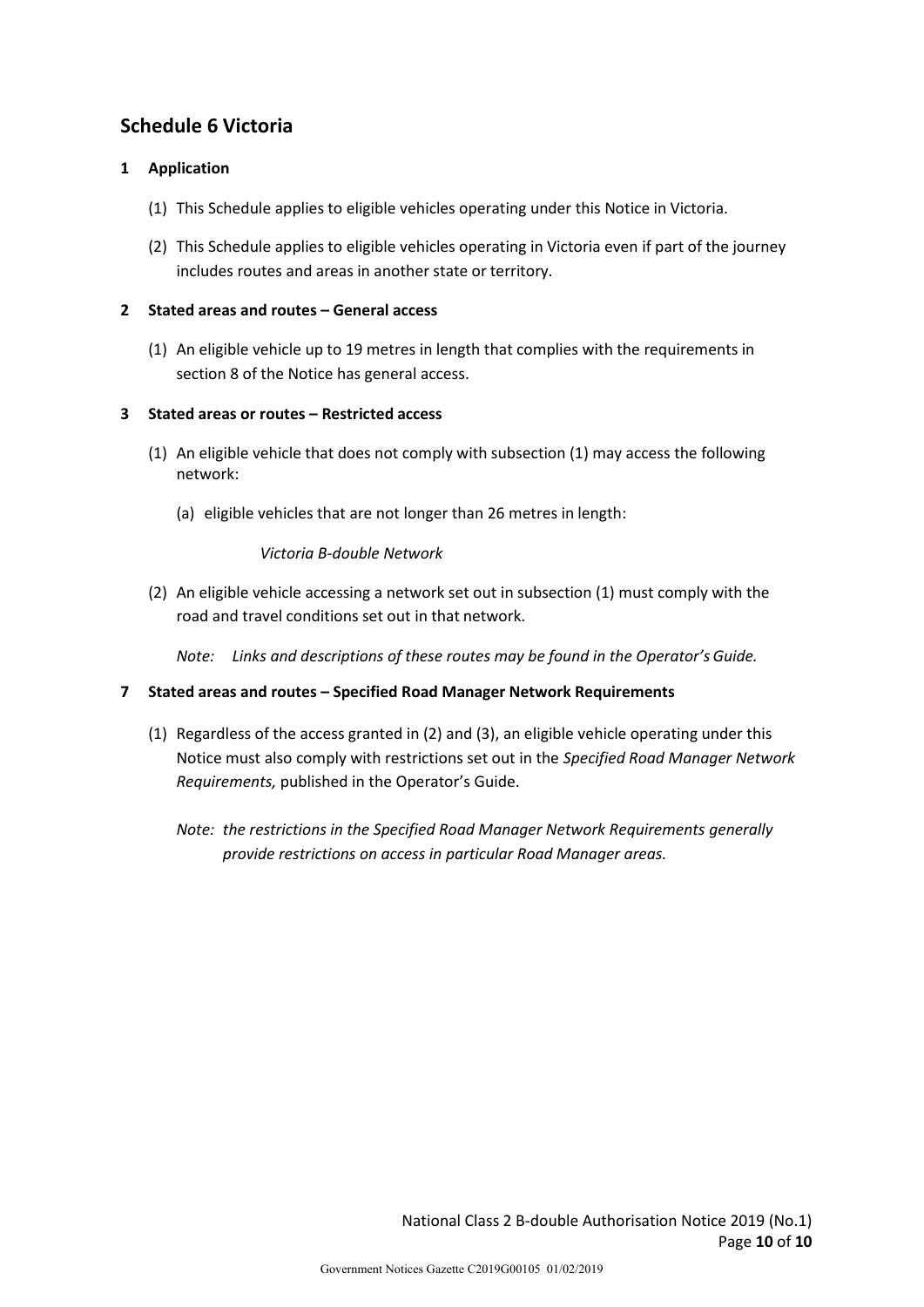## Schedule 6 Victoria

**1 Application**

(1) This Schedule applies to eligible vehicles operating under this Notice in Victoria.

(2) This Schedule applies to eligible vehicles operating in Victoria even if part of the journey includes routes and areas in another state or territory.

**2 Stated areas and routes – General access**

(1) An eligible vehicle up to 19 metres in length that complies with the requirements in section 8 of the Notice has general access.

**3 Stated areas or routes – Restricted access**

(1) An eligible vehicle that does not comply with subsection (1) may access the following network:

(a) eligible vehicles that are not longer than 26 metres in length:

*Victoria B-double Network*

(2) An eligible vehicle accessing a network set out in subsection (1) must comply with the road and travel conditions set out in that network.

*Note: Links and descriptions of these routes may be found in the Operator's Guide.*

**7 Stated areas and routes – Specified Road Manager Network Requirements**

(1) Regardless of the access granted in (2) and (3), an eligible vehicle operating under this Notice must also comply with restrictions set out in the *Specified Road Manager Network Requirements,* published in the Operator's Guide.

*Note: the restrictions in the Specified Road Manager Network Requirements generally provide restrictions on access in particular Road Manager areas.*